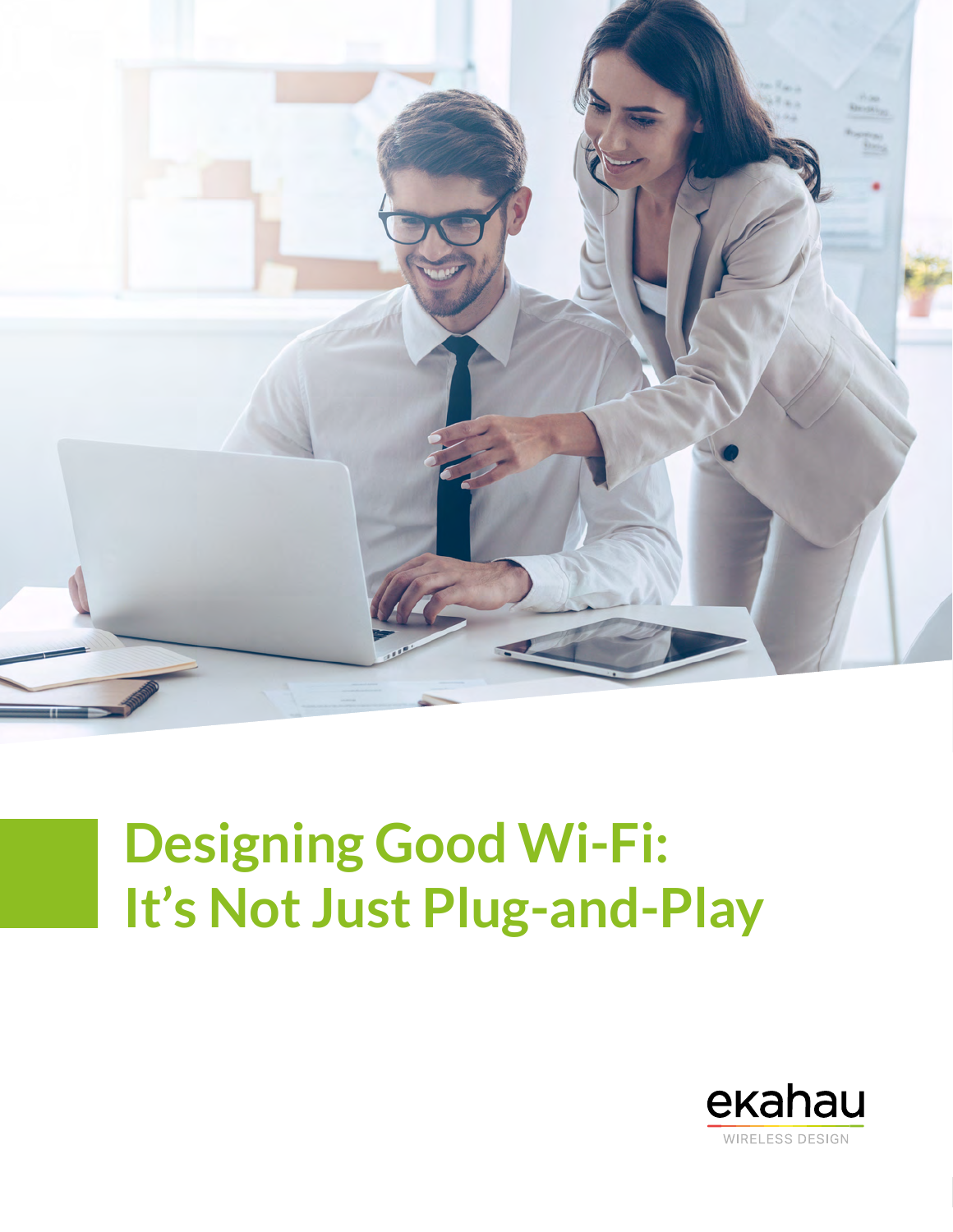# Designing Good Wi-Fi: It's Not Just Plug-and-Play

ekahau

WIRELESS DESIGN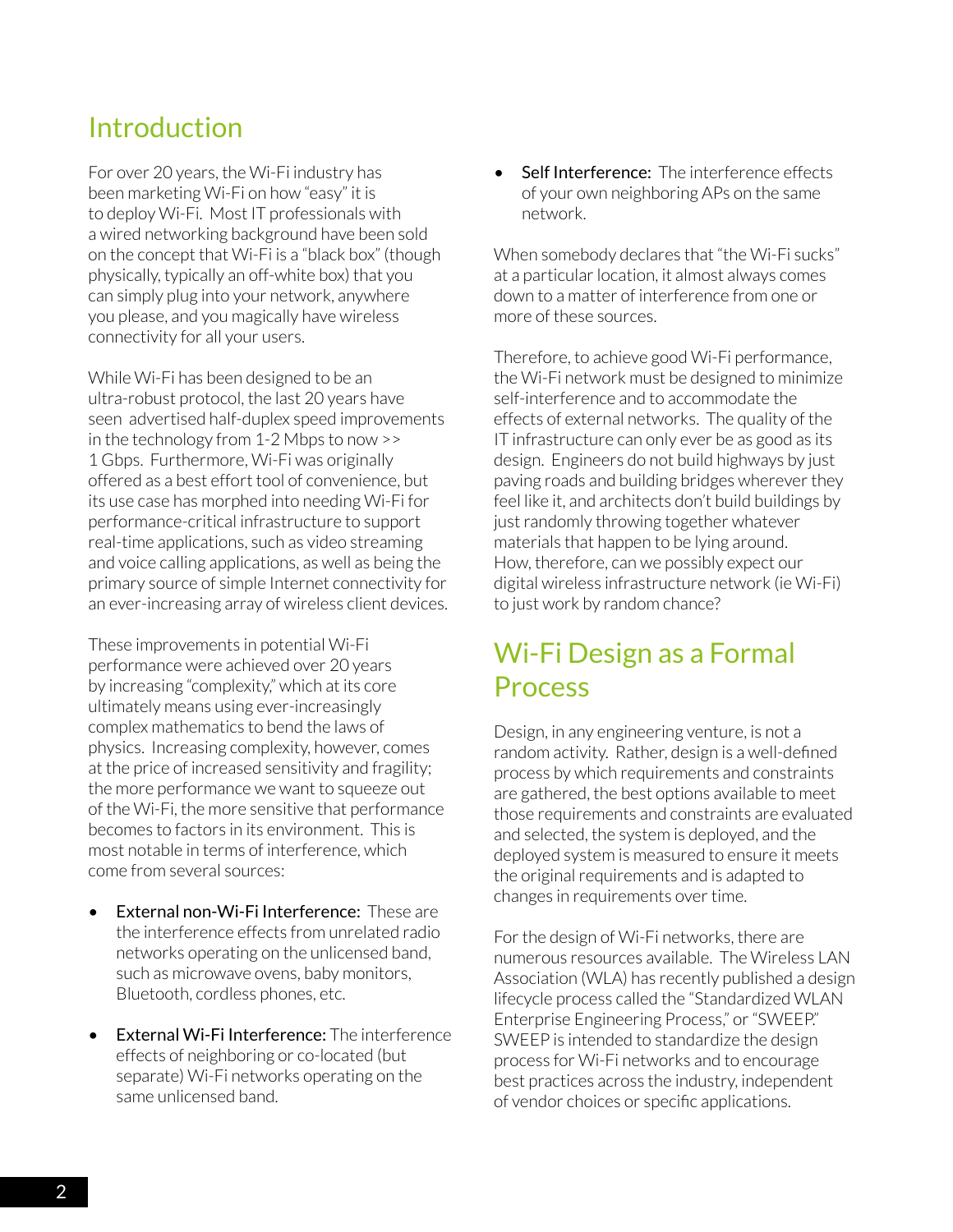## Introduction

For over 20 years, the Wi-Fi industry has been marketing Wi-Fi on how "easy" it is to deploy Wi-Fi. Most IT professionals with a wired networking background have been sold on the concept that Wi-Fi is a "black box" (though physically, typically an off-white box) that you can simply plug into your network, anywhere you please, and you magically have wireless connectivity for all your users.

While Wi-Fi has been designed to be an ultra-robust protocol, the last 20 years have seen advertised half-duplex speed improvements in the technology from 1-2 Mbps to now >> 1 Gbps. Furthermore, Wi-Fi was originally offered as a best effort tool of convenience, but its use case has morphed into needing Wi-Fi for performance-critical infrastructure to support real-time applications, such as video streaming and voice calling applications, as well as being the primary source of simple Internet connectivity for an ever-increasing array of wireless client devices.

These improvements in potential Wi-Fi performance were achieved over 20 years by increasing "complexity," which at its core ultimately means using ever-increasingly complex mathematics to bend the laws of physics. Increasing complexity, however, comes at the price of increased sensitivity and fragility; the more performance we want to squeeze out of the Wi-Fi, the more sensitive that performance becomes to factors in its environment. This is most notable in terms of interference, which come from several sources:

- External non-Wi-Fi Interference: These are the interference effects from unrelated radio networks operating on the unlicensed band, such as microwave ovens, baby monitors, Bluetooth, cordless phones, etc.
- External Wi-Fi Interference: The interference effects of neighboring or co-located (but separate) Wi-Fi networks operating on the same unlicensed band.
- Self Interference: The interference effects of your own neighboring APs on the same network.

When somebody declares that "the Wi-Fi sucks" at a particular location, it almost always comes down to a matter of interference from one or more of these sources.

Therefore, to achieve good Wi-Fi performance, the Wi-Fi network must be designed to minimize self-interference and to accommodate the effects of external networks. The quality of the IT infrastructure can only ever be as good as its design. Engineers do not build highways by just paving roads and building bridges wherever they feel like it, and architects don't build buildings by just randomly throwing together whatever materials that happen to be lying around. How, therefore, can we possibly expect our digital wireless infrastructure network (ie Wi-Fi) to just work by random chance?

## Wi-Fi Design as a Formal Process

Design, in any engineering venture, is not a random activity. Rather, design is a well-defined process by which requirements and constraints are gathered, the best options available to meet those requirements and constraints are evaluated and selected, the system is deployed, and the deployed system is measured to ensure it meets the original requirements and is adapted to changes in requirements over time.

For the design of Wi-Fi networks, there are numerous resources available. The Wireless LAN Association (WLA) has recently published a design lifecycle process called the "Standardized WLAN Enterprise Engineering Process," or "SWEEP." SWEEP is intended to standardize the design process for Wi-Fi networks and to encourage best practices across the industry, independent of vendor choices or specific applications.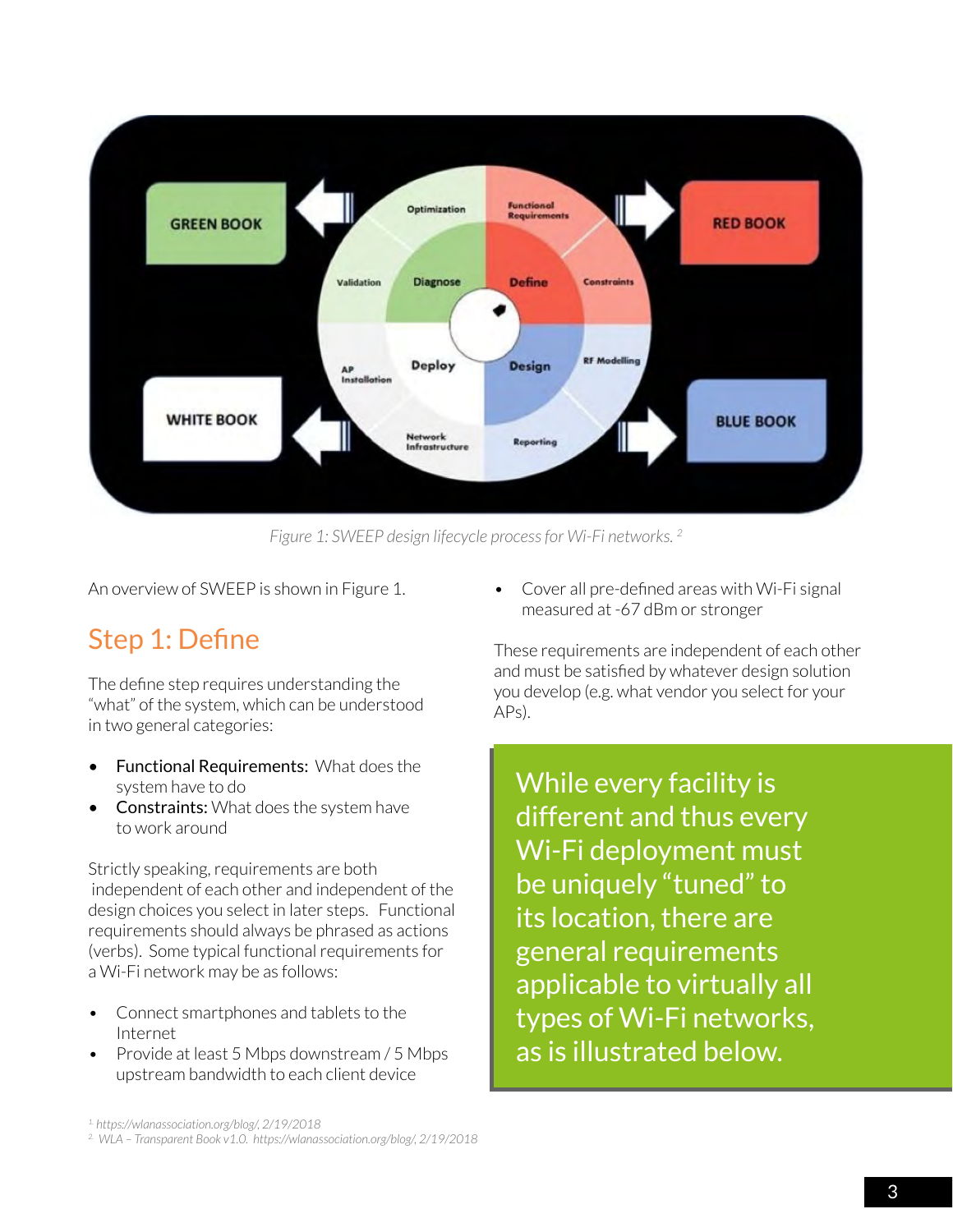Figure 1: SWEEP design lifecycle process for Wi-Fi networks. [2]

An overview of SWEEP is shown in Figure 1.

## Step 1: Define

The define step requires understanding the "what" of the system, which can be understood in two general categories:

- Functional Requirements: What does the system have to do
- Constraints: What does the system have to work around

Strictly speaking, requirements are both independent of each other and independent of the design choices you select in later steps. Functional requirements should always be phrased as actions (verbs). Some typical functional requirements for a Wi-Fi network may be as follows:

- Connect smartphones and tablets to the Internet
- Provide at least 5 Mbps downstream / 5 Mbps upstream bandwidth to each client device
- Cover all pre-defined areas with Wi-Fi signal measured at -67 dBm or stronger

These requirements are independent of each other and must be satisfied by whatever design solution you develop (e.g. what vendor you select for your APs).

> While every facility is different and thus every Wi-Fi deployment must be uniquely "tuned" to its location, there are general requirements applicable to virtually all types of Wi-Fi networks, as is illustrated below.

[1] https://wlanassociation.org/blog/, 2/19/2018
[2] WLA – Transparent Book v1.0. https://wlanassociation.org/blog/, 2/19/2018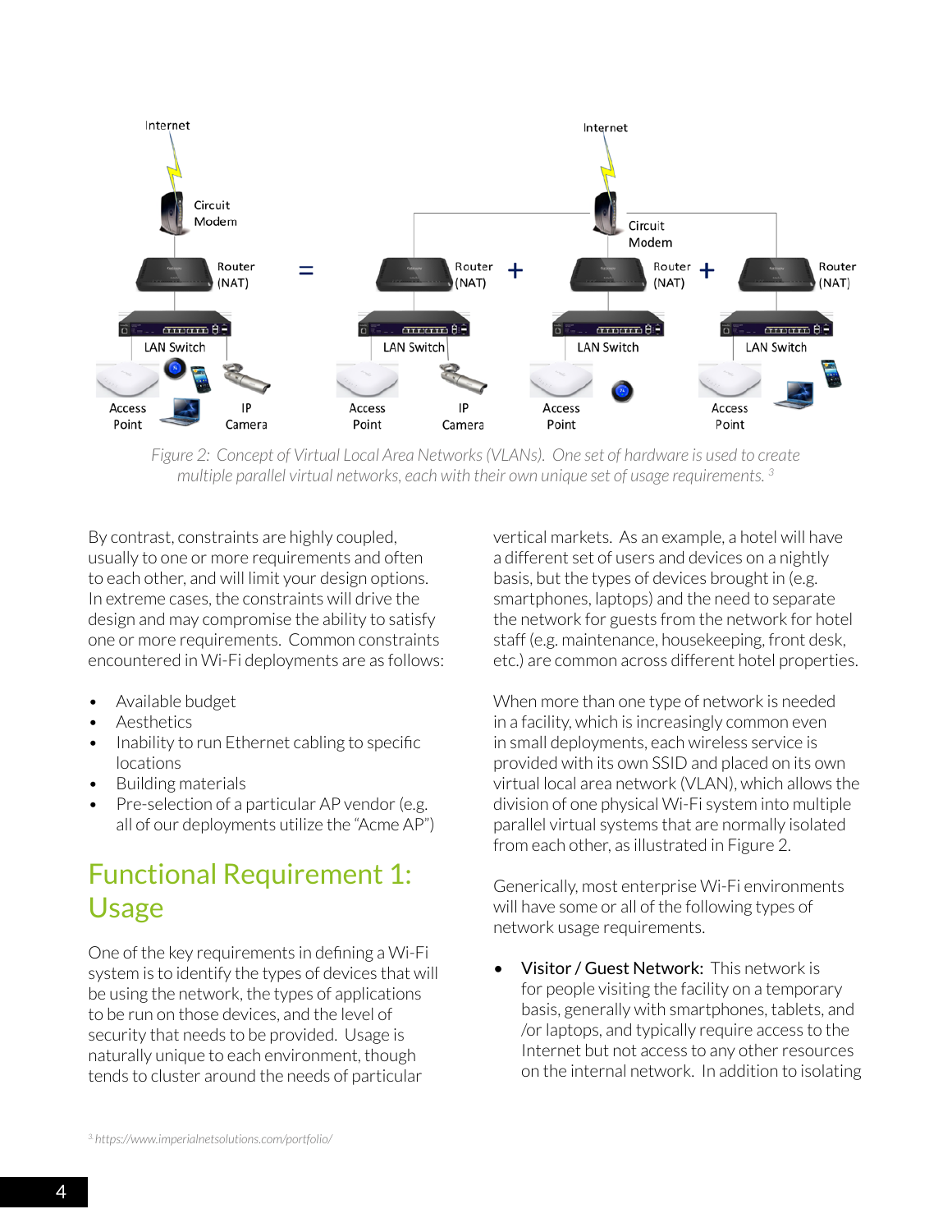*Figure 2: Concept of Virtual Local Area Networks (VLANs). One set of hardware is used to create multiple parallel virtual networks, each with their own unique set of usage requirements.* [3]

By contrast, constraints are highly coupled, usually to one or more requirements and often to each other, and will limit your design options. In extreme cases, the constraints will drive the design and may compromise the ability to satisfy one or more requirements. Common constraints encountered in Wi-Fi deployments are as follows:

- Available budget
- Aesthetics
- Inability to run Ethernet cabling to specific locations
- Building materials
- Pre-selection of a particular AP vendor (e.g. all of our deployments utilize the "Acme AP")

## Functional Requirement 1: Usage

One of the key requirements in defining a Wi-Fi system is to identify the types of devices that will be using the network, the types of applications to be run on those devices, and the level of security that needs to be provided. Usage is naturally unique to each environment, though tends to cluster around the needs of particular vertical markets. As an example, a hotel will have a different set of users and devices on a nightly basis, but the types of devices brought in (e.g. smartphones, laptops) and the need to separate the network for guests from the network for hotel staff (e.g. maintenance, housekeeping, front desk, etc.) are common across different hotel properties.

When more than one type of network is needed in a facility, which is increasingly common even in small deployments, each wireless service is provided with its own SSID and placed on its own virtual local area network (VLAN), which allows the division of one physical Wi-Fi system into multiple parallel virtual systems that are normally isolated from each other, as illustrated in Figure 2.

Generically, most enterprise Wi-Fi environments will have some or all of the following types of network usage requirements.

- Visitor / Guest Network: This network is for people visiting the facility on a temporary basis, generally with smartphones, tablets, and /or laptops, and typically require access to the Internet but not access to any other resources on the internal network. In addition to isolating

[3] *https://www.imperialnetsolutions.com/portfolio/*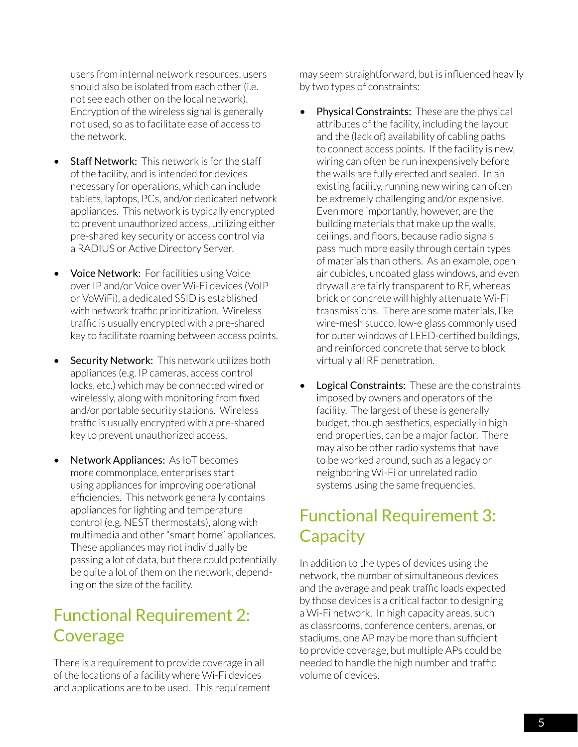users from internal network resources, users should also be isolated from each other (i.e. not see each other on the local network). Encryption of the wireless signal is generally not used, so as to facilitate ease of access to the network.

- Staff Network: This network is for the staff of the facility, and is intended for devices necessary for operations, which can include tablets, laptops, PCs, and/or dedicated network appliances. This network is typically encrypted to prevent unauthorized access, utilizing either pre-shared key security or access control via a RADIUS or Active Directory Server.

- Voice Network: For facilities using Voice over IP and/or Voice over Wi-Fi devices (VoIP or VoWiFi), a dedicated SSID is established with network traffic prioritization. Wireless traffic is usually encrypted with a pre-shared key to facilitate roaming between access points.

- Security Network: This network utilizes both appliances (e.g. IP cameras, access control locks, etc.) which may be connected wired or wirelessly, along with monitoring from fixed and/or portable security stations. Wireless traffic is usually encrypted with a pre-shared key to prevent unauthorized access.

- Network Appliances: As IoT becomes more commonplace, enterprises start using appliances for improving operational efficiencies. This network generally contains appliances for lighting and temperature control (e.g. NEST thermostats), along with multimedia and other "smart home" appliances. These appliances may not individually be passing a lot of data, but there could potentially be quite a lot of them on the network, depending on the size of the facility.

## Functional Requirement 2: Coverage

There is a requirement to provide coverage in all of the locations of a facility where Wi-Fi devices and applications are to be used. This requirement may seem straightforward, but is influenced heavily by two types of constraints:

- Physical Constraints: These are the physical attributes of the facility, including the layout and the (lack of) availability of cabling paths to connect access points. If the facility is new, wiring can often be run inexpensively before the walls are fully erected and sealed. In an existing facility, running new wiring can often be extremely challenging and/or expensive. Even more importantly, however, are the building materials that make up the walls, ceilings, and floors, because radio signals pass much more easily through certain types of materials than others. As an example, open air cubicles, uncoated glass windows, and even drywall are fairly transparent to RF, whereas brick or concrete will highly attenuate Wi-Fi transmissions. There are some materials, like wire-mesh stucco, low-e glass commonly used for outer windows of LEED-certified buildings, and reinforced concrete that serve to block virtually all RF penetration.

- Logical Constraints: These are the constraints imposed by owners and operators of the facility. The largest of these is generally budget, though aesthetics, especially in high end properties, can be a major factor. There may also be other radio systems that have to be worked around, such as a legacy or neighboring Wi-Fi or unrelated radio systems using the same frequencies.

## Functional Requirement 3: Capacity

In addition to the types of devices using the network, the number of simultaneous devices and the average and peak traffic loads expected by those devices is a critical factor to designing a Wi-Fi network. In high capacity areas, such as classrooms, conference centers, arenas, or stadiums, one AP may be more than sufficient to provide coverage, but multiple APs could be needed to handle the high number and traffic volume of devices.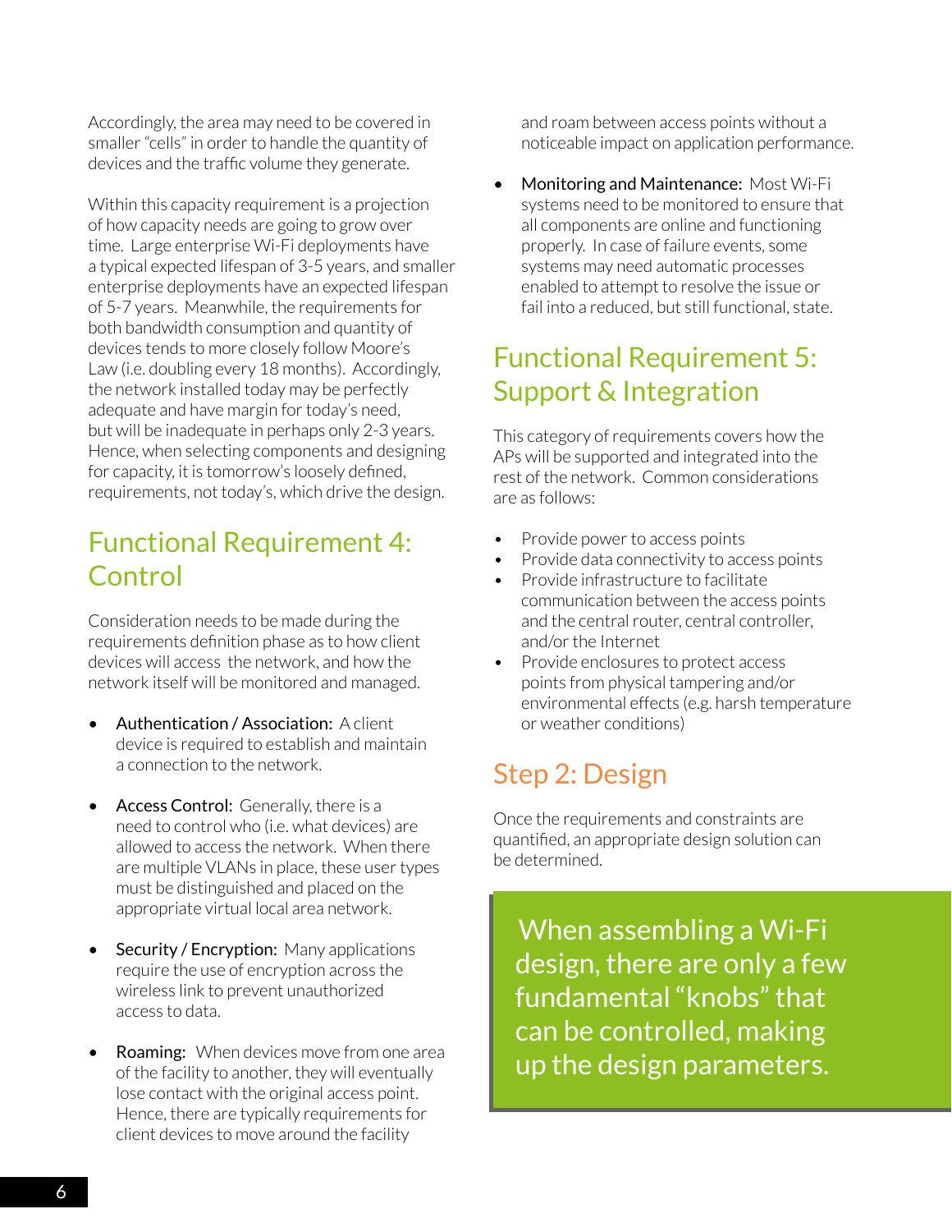Accordingly, the area may need to be covered in smaller "cells" in order to handle the quantity of devices and the traffic volume they generate.

Within this capacity requirement is a projection of how capacity needs are going to grow over time. Large enterprise Wi-Fi deployments have a typical expected lifespan of 3-5 years, and smaller enterprise deployments have an expected lifespan of 5-7 years. Meanwhile, the requirements for both bandwidth consumption and quantity of devices tends to more closely follow Moore's Law (i.e. doubling every 18 months). Accordingly, the network installed today may be perfectly adequate and have margin for today's need, but will be inadequate in perhaps only 2-3 years. Hence, when selecting components and designing for capacity, it is tomorrow's loosely defined, requirements, not today's, which drive the design.

## Functional Requirement 4: Control

Consideration needs to be made during the requirements definition phase as to how client devices will access the network, and how the network itself will be monitored and managed.

- Authentication / Association: A client device is required to establish and maintain a connection to the network.
- Access Control: Generally, there is a need to control who (i.e. what devices) are allowed to access the network. When there are multiple VLANs in place, these user types must be distinguished and placed on the appropriate virtual local area network.
- Security / Encryption: Many applications require the use of encryption across the wireless link to prevent unauthorized access to data.
- Roaming: When devices move from one area of the facility to another, they will eventually lose contact with the original access point. Hence, there are typically requirements for client devices to move around the facility and roam between access points without a noticeable impact on application performance.
- Monitoring and Maintenance: Most Wi-Fi systems need to be monitored to ensure that all components are online and functioning properly. In case of failure events, some systems may need automatic processes enabled to attempt to resolve the issue or fail into a reduced, but still functional, state.

## Functional Requirement 5: Support & Integration

This category of requirements covers how the APs will be supported and integrated into the rest of the network. Common considerations are as follows:

- Provide power to access points
- Provide data connectivity to access points
- Provide infrastructure to facilitate communication between the access points and the central router, central controller, and/or the Internet
- Provide enclosures to protect access points from physical tampering and/or environmental effects (e.g. harsh temperature or weather conditions)

## Step 2: Design

Once the requirements and constraints are quantified, an appropriate design solution can be determined.

> When assembling a Wi-Fi design, there are only a few fundamental "knobs" that can be controlled, making up the design parameters.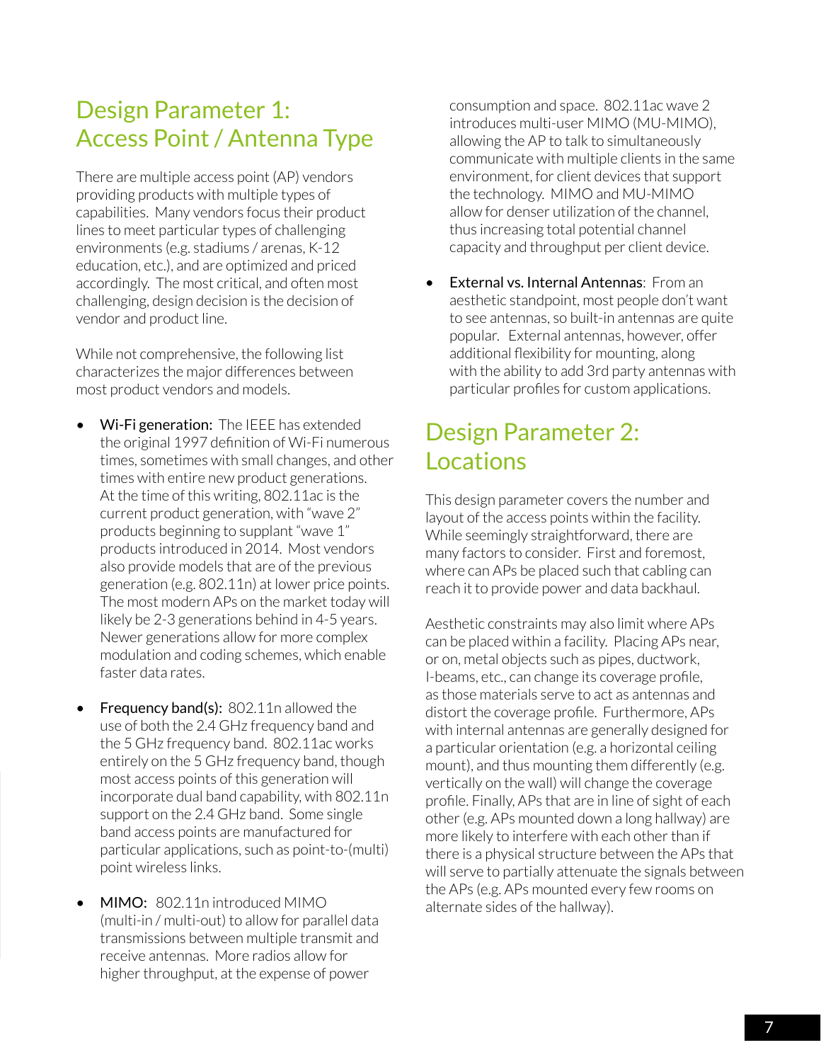## Design Parameter 1: Access Point / Antenna Type

There are multiple access point (AP) vendors providing products with multiple types of capabilities. Many vendors focus their product lines to meet particular types of challenging environments (e.g. stadiums / arenas, K-12 education, etc.), and are optimized and priced accordingly. The most critical, and often most challenging, design decision is the decision of vendor and product line.

While not comprehensive, the following list characterizes the major differences between most product vendors and models.

- **Wi-Fi generation:** The IEEE has extended the original 1997 definition of Wi-Fi numerous times, sometimes with small changes, and other times with entire new product generations. At the time of this writing, 802.11ac is the current product generation, with "wave 2" products beginning to supplant "wave 1" products introduced in 2014. Most vendors also provide models that are of the previous generation (e.g. 802.11n) at lower price points. The most modern APs on the market today will likely be 2-3 generations behind in 4-5 years. Newer generations allow for more complex modulation and coding schemes, which enable faster data rates.

- **Frequency band(s):** 802.11n allowed the use of both the 2.4 GHz frequency band and the 5 GHz frequency band. 802.11ac works entirely on the 5 GHz frequency band, though most access points of this generation will incorporate dual band capability, with 802.11n support on the 2.4 GHz band. Some single band access points are manufactured for particular applications, such as point-to-(multi) point wireless links.

- **MIMO:** 802.11n introduced MIMO (multi-in / multi-out) to allow for parallel data transmissions between multiple transmit and receive antennas. More radios allow for higher throughput, at the expense of power consumption and space. 802.11ac wave 2 introduces multi-user MIMO (MU-MIMO), allowing the AP to talk to simultaneously communicate with multiple clients in the same environment, for client devices that support the technology. MIMO and MU-MIMO allow for denser utilization of the channel, thus increasing total potential channel capacity and throughput per client device.

- **External vs. Internal Antennas**: From an aesthetic standpoint, most people don't want to see antennas, so built-in antennas are quite popular. External antennas, however, offer additional flexibility for mounting, along with the ability to add 3rd party antennas with particular profiles for custom applications.

## Design Parameter 2: Locations

This design parameter covers the number and layout of the access points within the facility. While seemingly straightforward, there are many factors to consider. First and foremost, where can APs be placed such that cabling can reach it to provide power and data backhaul.

Aesthetic constraints may also limit where APs can be placed within a facility. Placing APs near, or on, metal objects such as pipes, ductwork, I-beams, etc., can change its coverage profile, as those materials serve to act as antennas and distort the coverage profile. Furthermore, APs with internal antennas are generally designed for a particular orientation (e.g. a horizontal ceiling mount), and thus mounting them differently (e.g. vertically on the wall) will change the coverage profile. Finally, APs that are in line of sight of each other (e.g. APs mounted down a long hallway) are more likely to interfere with each other than if there is a physical structure between the APs that will serve to partially attenuate the signals between the APs (e.g. APs mounted every few rooms on alternate sides of the hallway).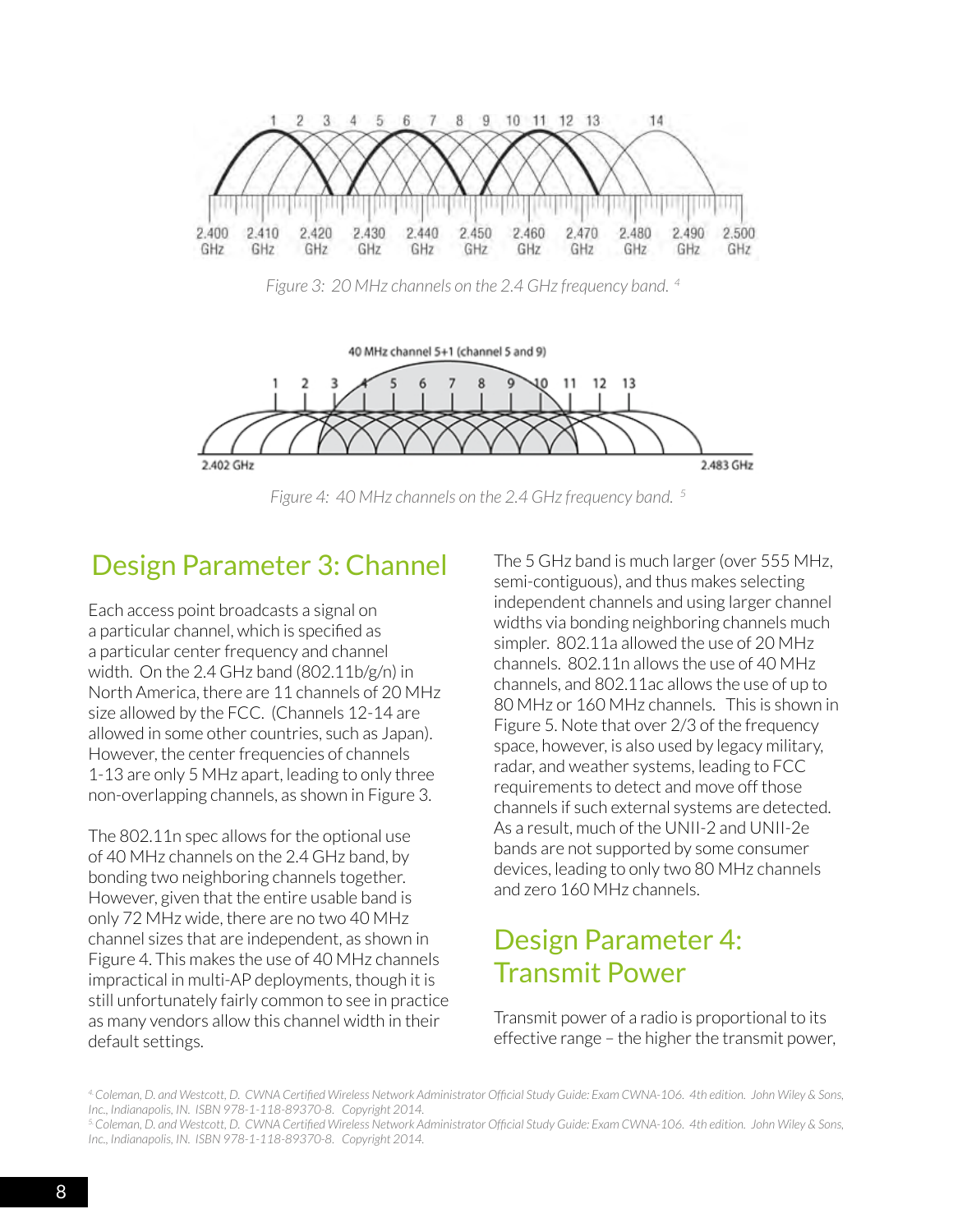Figure 3: 20 MHz channels on the 2.4 GHz frequency band. [4]

Figure 4: 40 MHz channels on the 2.4 GHz frequency band. [5]

## Design Parameter 3: Channel

Each access point broadcasts a signal on a particular channel, which is specified as a particular center frequency and channel width. On the 2.4 GHz band (802.11b/g/n) in North America, there are 11 channels of 20 MHz size allowed by the FCC. (Channels 12-14 are allowed in some other countries, such as Japan). However, the center frequencies of channels 1-13 are only 5 MHz apart, leading to only three non-overlapping channels, as shown in Figure 3.

The 802.11n spec allows for the optional use of 40 MHz channels on the 2.4 GHz band, by bonding two neighboring channels together. However, given that the entire usable band is only 72 MHz wide, there are no two 40 MHz channel sizes that are independent, as shown in Figure 4. This makes the use of 40 MHz channels impractical in multi-AP deployments, though it is still unfortunately fairly common to see in practice as many vendors allow this channel width in their default settings.

The 5 GHz band is much larger (over 555 MHz, semi-contiguous), and thus makes selecting independent channels and using larger channel widths via bonding neighboring channels much simpler. 802.11a allowed the use of 20 MHz channels. 802.11n allows the use of 40 MHz channels, and 802.11ac allows the use of up to 80 MHz or 160 MHz channels. This is shown in Figure 5. Note that over 2/3 of the frequency space, however, is also used by legacy military, radar, and weather systems, leading to FCC requirements to detect and move off those channels if such external systems are detected. As a result, much of the UNII-2 and UNII-2e bands are not supported by some consumer devices, leading to only two 80 MHz channels and zero 160 MHz channels.

## Design Parameter 4: Transmit Power

Transmit power of a radio is proportional to its effective range – the higher the transmit power,

[4] Coleman, D. and Westcott, D. CWNA Certified Wireless Network Administrator Official Study Guide: Exam CWNA-106. 4th edition. John Wiley & Sons, Inc., Indianapolis, IN. ISBN 978-1-118-89370-8. Copyright 2014.

[5] Coleman, D. and Westcott, D. CWNA Certified Wireless Network Administrator Official Study Guide: Exam CWNA-106. 4th edition. John Wiley & Sons, Inc., Indianapolis, IN. ISBN 978-1-118-89370-8. Copyright 2014.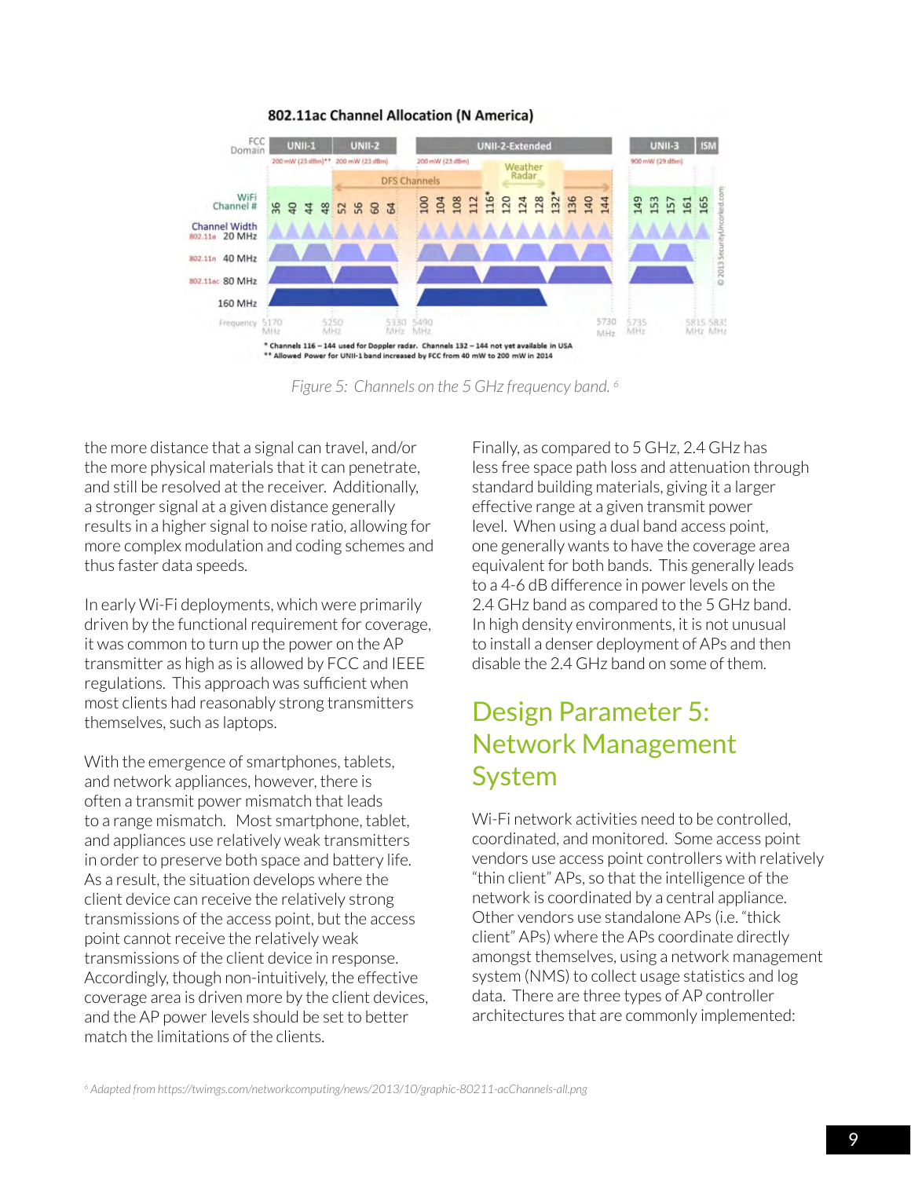Figure 5: Channels on the 5 GHz frequency band. [6]

the more distance that a signal can travel, and/or the more physical materials that it can penetrate, and still be resolved at the receiver. Additionally, a stronger signal at a given distance generally results in a higher signal to noise ratio, allowing for more complex modulation and coding schemes and thus faster data speeds.

In early Wi-Fi deployments, which were primarily driven by the functional requirement for coverage, it was common to turn up the power on the AP transmitter as high as is allowed by FCC and IEEE regulations. This approach was sufficient when most clients had reasonably strong transmitters themselves, such as laptops.

With the emergence of smartphones, tablets, and network appliances, however, there is often a transmit power mismatch that leads to a range mismatch. Most smartphone, tablet, and appliances use relatively weak transmitters in order to preserve both space and battery life. As a result, the situation develops where the client device can receive the relatively strong transmissions of the access point, but the access point cannot receive the relatively weak transmissions of the client device in response. Accordingly, though non-intuitively, the effective coverage area is driven more by the client devices, and the AP power levels should be set to better match the limitations of the clients.

Finally, as compared to 5 GHz, 2.4 GHz has less free space path loss and attenuation through standard building materials, giving it a larger effective range at a given transmit power level. When using a dual band access point, one generally wants to have the coverage area equivalent for both bands. This generally leads to a 4-6 dB difference in power levels on the 2.4 GHz band as compared to the 5 GHz band. In high density environments, it is not unusual to install a denser deployment of APs and then disable the 2.4 GHz band on some of them.

## Design Parameter 5: Network Management System

Wi-Fi network activities need to be controlled, coordinated, and monitored. Some access point vendors use access point controllers with relatively "thin client" APs, so that the intelligence of the network is coordinated by a central appliance. Other vendors use standalone APs (i.e. "thick client" APs) where the APs coordinate directly amongst themselves, using a network management system (NMS) to collect usage statistics and log data. There are three types of AP controller architectures that are commonly implemented:

[6] Adapted from https://twimgs.com/networkcomputing/news/2013/10/graphic-80211-acChannels-all.png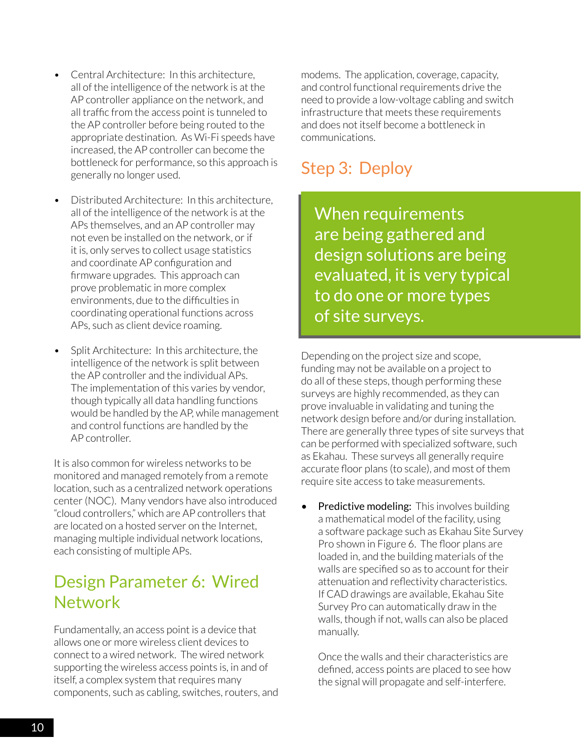- Central Architecture: In this architecture, all of the intelligence of the network is at the AP controller appliance on the network, and all traffic from the access point is tunneled to the AP controller before being routed to the appropriate destination. As Wi-Fi speeds have increased, the AP controller can become the bottleneck for performance, so this approach is generally no longer used.

- Distributed Architecture: In this architecture, all of the intelligence of the network is at the APs themselves, and an AP controller may not even be installed on the network, or if it is, only serves to collect usage statistics and coordinate AP configuration and firmware upgrades. This approach can prove problematic in more complex environments, due to the difficulties in coordinating operational functions across APs, such as client device roaming.

- Split Architecture: In this architecture, the intelligence of the network is split between the AP controller and the individual APs. The implementation of this varies by vendor, though typically all data handling functions would be handled by the AP, while management and control functions are handled by the AP controller.

It is also common for wireless networks to be monitored and managed remotely from a remote location, such as a centralized network operations center (NOC). Many vendors have also introduced "cloud controllers," which are AP controllers that are located on a hosted server on the Internet, managing multiple individual network locations, each consisting of multiple APs.

## Design Parameter 6: Wired Network

Fundamentally, an access point is a device that allows one or more wireless client devices to connect to a wired network. The wired network supporting the wireless access points is, in and of itself, a complex system that requires many components, such as cabling, switches, routers, and modems. The application, coverage, capacity, and control functional requirements drive the need to provide a low-voltage cabling and switch infrastructure that meets these requirements and does not itself become a bottleneck in communications.

## Step 3: Deploy

> When requirements are being gathered and design solutions are being evaluated, it is very typical to do one or more types of site surveys.

Depending on the project size and scope, funding may not be available on a project to do all of these steps, though performing these surveys are highly recommended, as they can prove invaluable in validating and tuning the network design before and/or during installation. There are generally three types of site surveys that can be performed with specialized software, such as Ekahau. These surveys all generally require accurate floor plans (to scale), and most of them require site access to take measurements.

- **Predictive modeling:** This involves building a mathematical model of the facility, using a software package such as Ekahau Site Survey Pro shown in Figure 6. The floor plans are loaded in, and the building materials of the walls are specified so as to account for their attenuation and reflectivity characteristics. If CAD drawings are available, Ekahau Site Survey Pro can automatically draw in the walls, though if not, walls can also be placed manually.

  Once the walls and their characteristics are defined, access points are placed to see how the signal will propagate and self-interfere.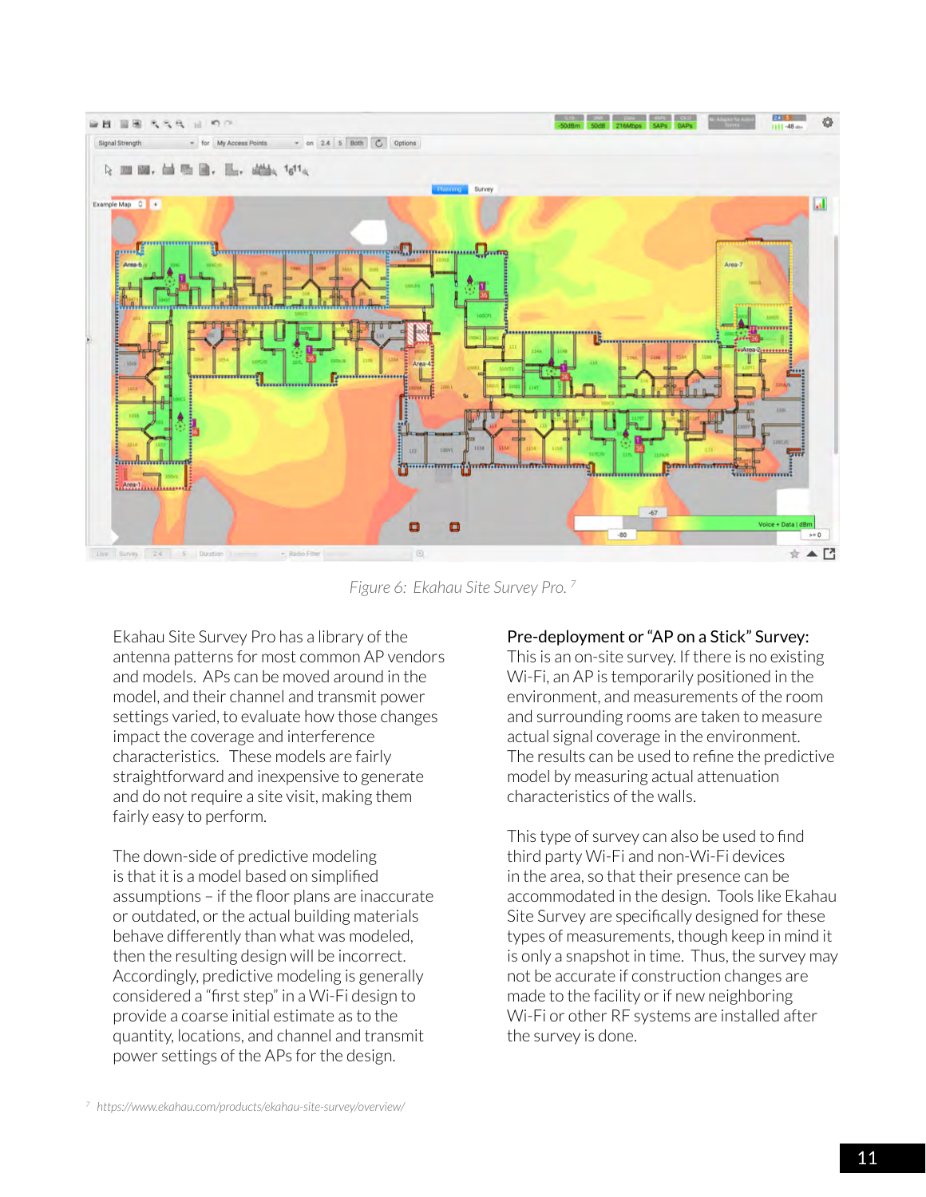Figure 6: Ekahau Site Survey Pro.[7]

Ekahau Site Survey Pro has a library of the antenna patterns for most common AP vendors and models. APs can be moved around in the model, and their channel and transmit power settings varied, to evaluate how those changes impact the coverage and interference characteristics. These models are fairly straightforward and inexpensive to generate and do not require a site visit, making them fairly easy to perform.

The down-side of predictive modeling is that it is a model based on simplified assumptions – if the floor plans are inaccurate or outdated, or the actual building materials behave differently than what was modeled, then the resulting design will be incorrect. Accordingly, predictive modeling is generally considered a "first step" in a Wi-Fi design to provide a coarse initial estimate as to the quantity, locations, and channel and transmit power settings of the APs for the design.

### Pre-deployment or "AP on a Stick" Survey:

This is an on-site survey. If there is no existing Wi-Fi, an AP is temporarily positioned in the environment, and measurements of the room and surrounding rooms are taken to measure actual signal coverage in the environment. The results can be used to refine the predictive model by measuring actual attenuation characteristics of the walls.

This type of survey can also be used to find third party Wi-Fi and non-Wi-Fi devices in the area, so that their presence can be accommodated in the design. Tools like Ekahau Site Survey are specifically designed for these types of measurements, though keep in mind it is only a snapshot in time. Thus, the survey may not be accurate if construction changes are made to the facility or if new neighboring Wi-Fi or other RF systems are installed after the survey is done.

[7] https://www.ekahau.com/products/ekahau-site-survey/overview/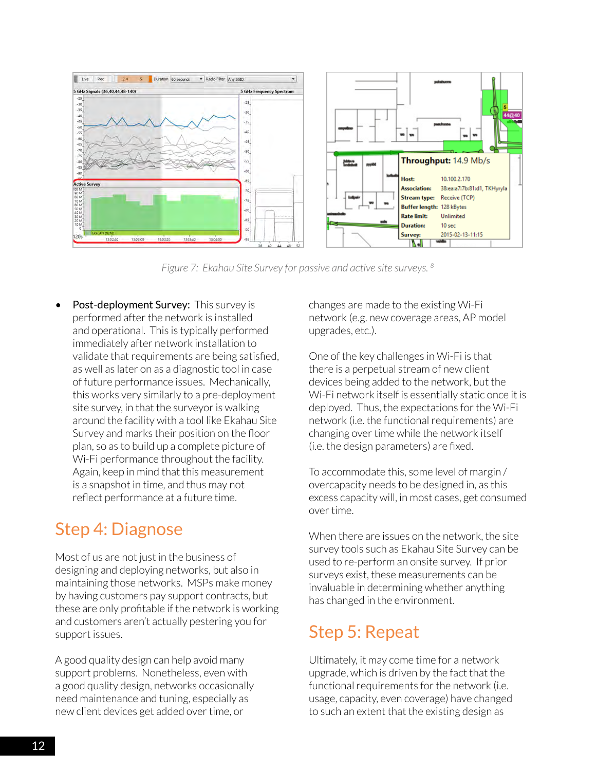*Figure 7: Ekahau Site Survey for passive and active site surveys.* [8]

- **Post-deployment Survey:** This survey is performed after the network is installed and operational. This is typically performed immediately after network installation to validate that requirements are being satisfied, as well as later on as a diagnostic tool in case of future performance issues. Mechanically, this works very similarly to a pre-deployment site survey, in that the surveyor is walking around the facility with a tool like Ekahau Site Survey and marks their position on the floor plan, so as to build up a complete picture of Wi-Fi performance throughout the facility. Again, keep in mind that this measurement is a snapshot in time, and thus may not reflect performance at a future time.

## Step 4: Diagnose

Most of us are not just in the business of designing and deploying networks, but also in maintaining those networks. MSPs make money by having customers pay support contracts, but these are only profitable if the network is working and customers aren't actually pestering you for support issues.

A good quality design can help avoid many support problems. Nonetheless, even with a good quality design, networks occasionally need maintenance and tuning, especially as new client devices get added over time, or changes are made to the existing Wi-Fi network (e.g. new coverage areas, AP model upgrades, etc.).

One of the key challenges in Wi-Fi is that there is a perpetual stream of new client devices being added to the network, but the Wi-Fi network itself is essentially static once it is deployed. Thus, the expectations for the Wi-Fi network (i.e. the functional requirements) are changing over time while the network itself (i.e. the design parameters) are fixed.

To accommodate this, some level of margin / overcapacity needs to be designed in, as this excess capacity will, in most cases, get consumed over time.

When there are issues on the network, the site survey tools such as Ekahau Site Survey can be used to re-perform an onsite survey. If prior surveys exist, these measurements can be invaluable in determining whether anything has changed in the environment.

## Step 5: Repeat

Ultimately, it may come time for a network upgrade, which is driven by the fact that the functional requirements for the network (i.e. usage, capacity, even coverage) have changed to such an extent that the existing design as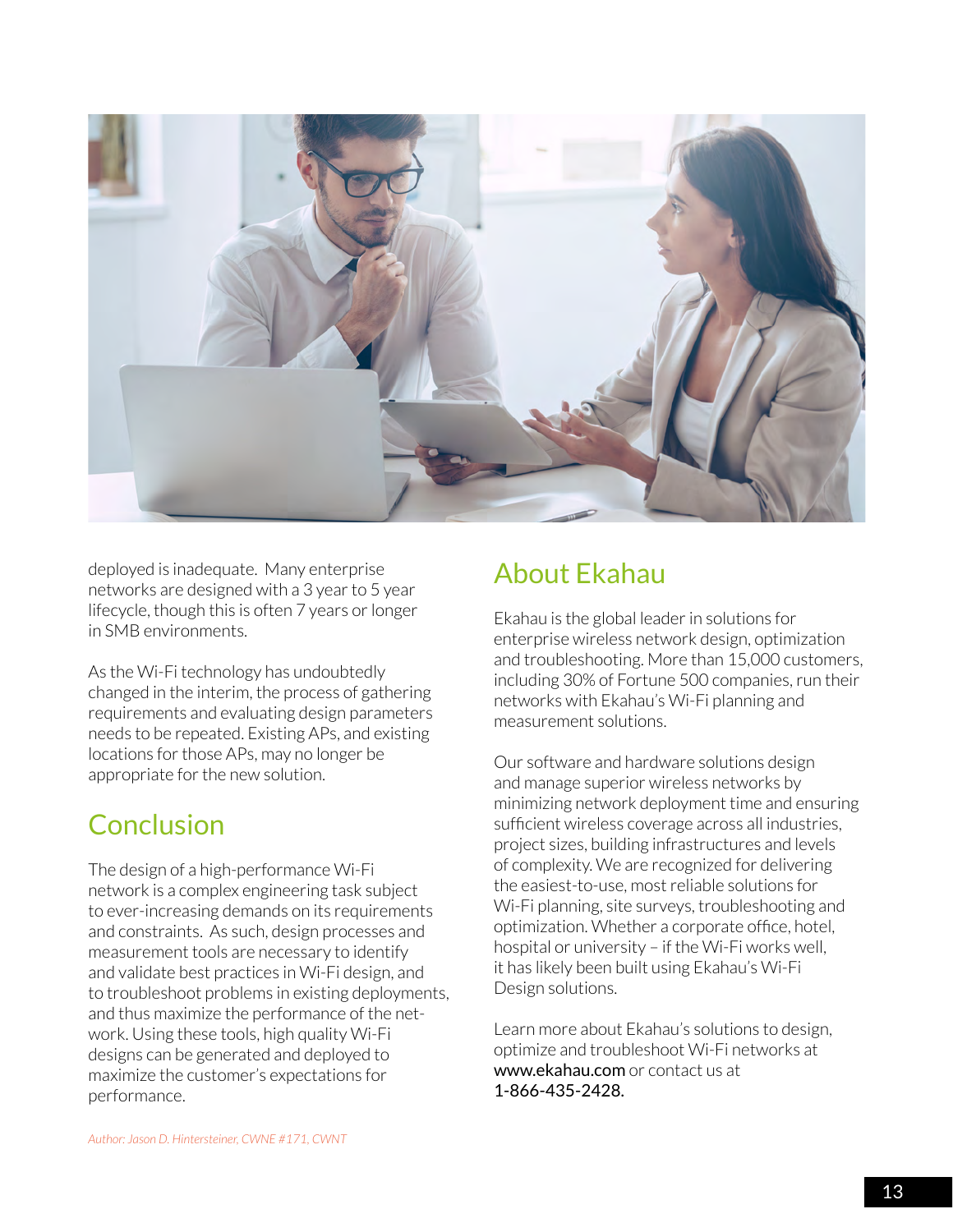deployed is inadequate. Many enterprise networks are designed with a 3 year to 5 year lifecycle, though this is often 7 years or longer in SMB environments.

As the Wi-Fi technology has undoubtedly changed in the interim, the process of gathering requirements and evaluating design parameters needs to be repeated. Existing APs, and existing locations for those APs, may no longer be appropriate for the new solution.

## Conclusion

The design of a high-performance Wi-Fi network is a complex engineering task subject to ever-increasing demands on its requirements and constraints. As such, design processes and measurement tools are necessary to identify and validate best practices in Wi-Fi design, and to troubleshoot problems in existing deployments, and thus maximize the performance of the network. Using these tools, high quality Wi-Fi designs can be generated and deployed to maximize the customer's expectations for performance.

*Author: Jason D. Hintersteiner, CWNE #171, CWNT*

## About Ekahau

Ekahau is the global leader in solutions for enterprise wireless network design, optimization and troubleshooting. More than 15,000 customers, including 30% of Fortune 500 companies, run their networks with Ekahau's Wi-Fi planning and measurement solutions.

Our software and hardware solutions design and manage superior wireless networks by minimizing network deployment time and ensuring sufficient wireless coverage across all industries, project sizes, building infrastructures and levels of complexity. We are recognized for delivering the easiest-to-use, most reliable solutions for Wi-Fi planning, site surveys, troubleshooting and optimization. Whether a corporate office, hotel, hospital or university – if the Wi-Fi works well, it has likely been built using Ekahau's Wi-Fi Design solutions.

Learn more about Ekahau's solutions to design, optimize and troubleshoot Wi-Fi networks at www.ekahau.com or contact us at 1-866-435-2428.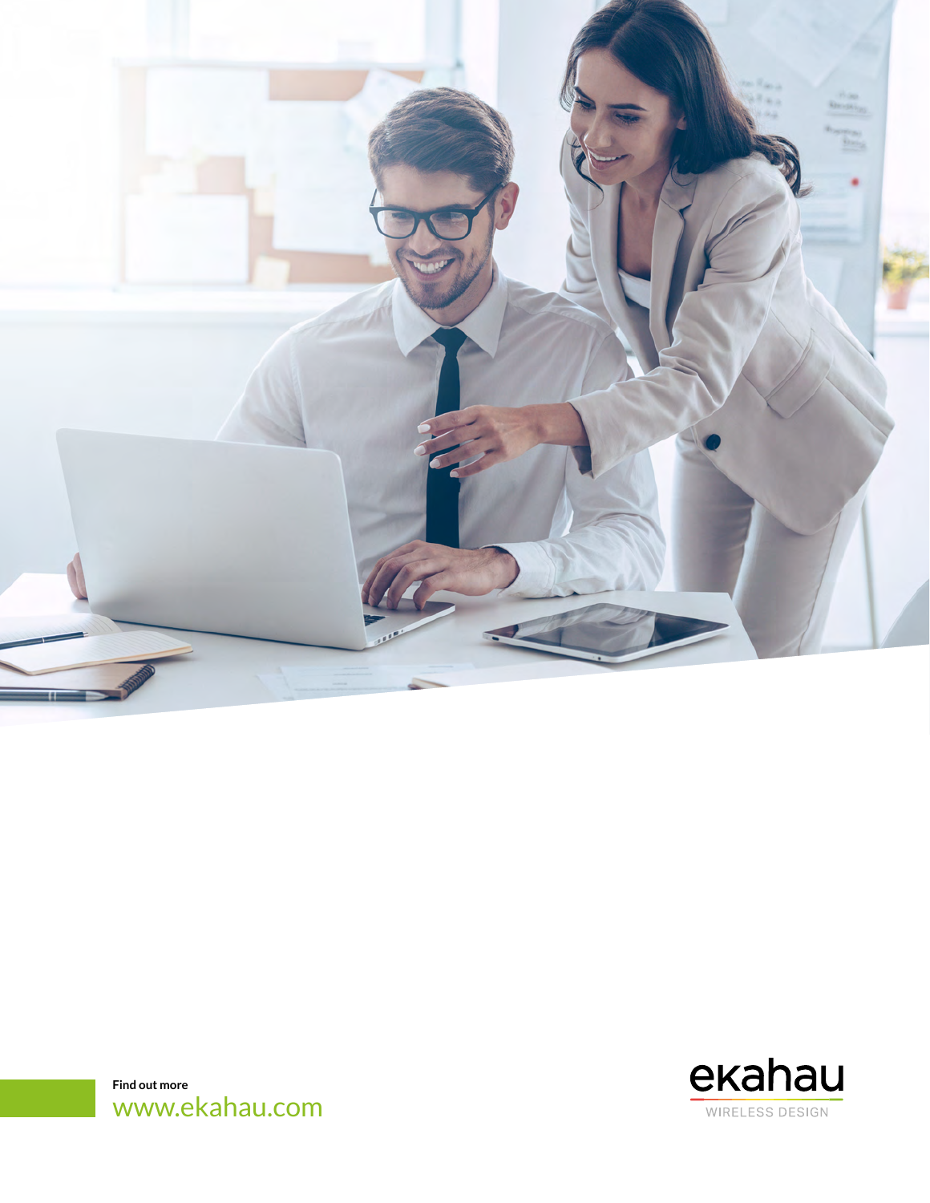**Find out more**
www.ekahau.com

ekahau
WIRELESS DESIGN